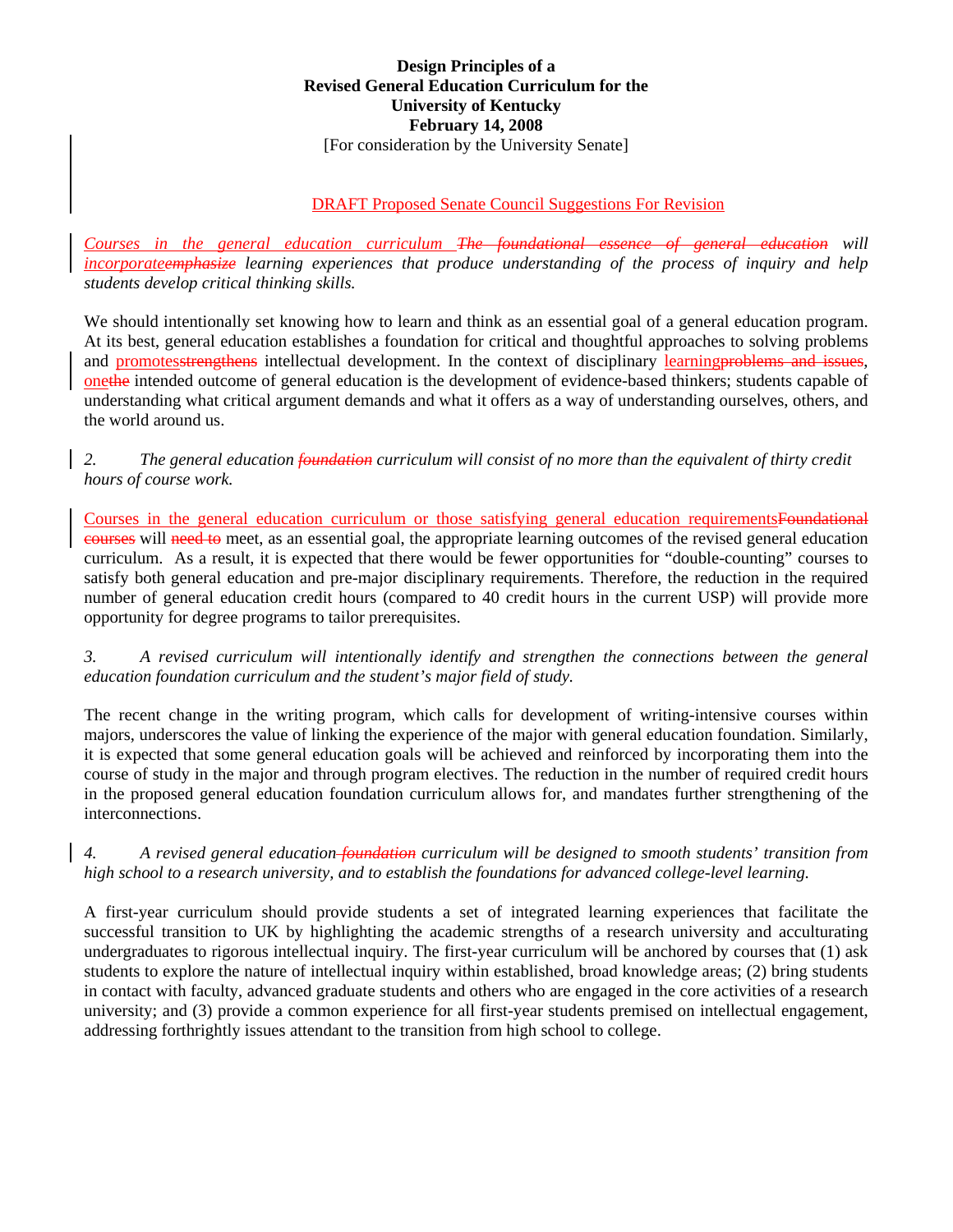**Design Principles of a**
**Revised General Education Curriculum for the**
**University of Kentucky**
**February 14, 2008**
[For consideration by the University Senate]

DRAFT Proposed Senate Council Suggestions For Revision

*Courses in the general education curriculum ~~The foundational essence of general education~~ will incorporate~~emphasize~~ learning experiences that produce understanding of the process of inquiry and help students develop critical thinking skills.*

We should intentionally set knowing how to learn and think as an essential goal of a general education program. At its best, general education establishes a foundation for critical and thoughtful approaches to solving problems and promotes~~strengthens~~ intellectual development. In the context of disciplinary learning~~problems and issues~~, one~~the~~ intended outcome of general education is the development of evidence-based thinkers; students capable of understanding what critical argument demands and what it offers as a way of understanding ourselves, others, and the world around us.

*2. The general education ~~foundation~~ curriculum will consist of no more than the equivalent of thirty credit hours of course work.*

Courses in the general education curriculum or those satisfying general education requirements~~Foundational courses~~ will ~~need to~~ meet, as an essential goal, the appropriate learning outcomes of the revised general education curriculum. As a result, it is expected that there would be fewer opportunities for "double-counting" courses to satisfy both general education and pre-major disciplinary requirements. Therefore, the reduction in the required number of general education credit hours (compared to 40 credit hours in the current USP) will provide more opportunity for degree programs to tailor prerequisites.

*3. A revised curriculum will intentionally identify and strengthen the connections between the general education foundation curriculum and the student's major field of study.*

The recent change in the writing program, which calls for development of writing-intensive courses within majors, underscores the value of linking the experience of the major with general education foundation. Similarly, it is expected that some general education goals will be achieved and reinforced by incorporating them into the course of study in the major and through program electives. The reduction in the number of required credit hours in the proposed general education foundation curriculum allows for, and mandates further strengthening of the interconnections.

*4. A revised general education ~~foundation~~ curriculum will be designed to smooth students' transition from high school to a research university, and to establish the foundations for advanced college-level learning.*

A first-year curriculum should provide students a set of integrated learning experiences that facilitate the successful transition to UK by highlighting the academic strengths of a research university and acculturating undergraduates to rigorous intellectual inquiry. The first-year curriculum will be anchored by courses that (1) ask students to explore the nature of intellectual inquiry within established, broad knowledge areas; (2) bring students in contact with faculty, advanced graduate students and others who are engaged in the core activities of a research university; and (3) provide a common experience for all first-year students premised on intellectual engagement, addressing forthrightly issues attendant to the transition from high school to college.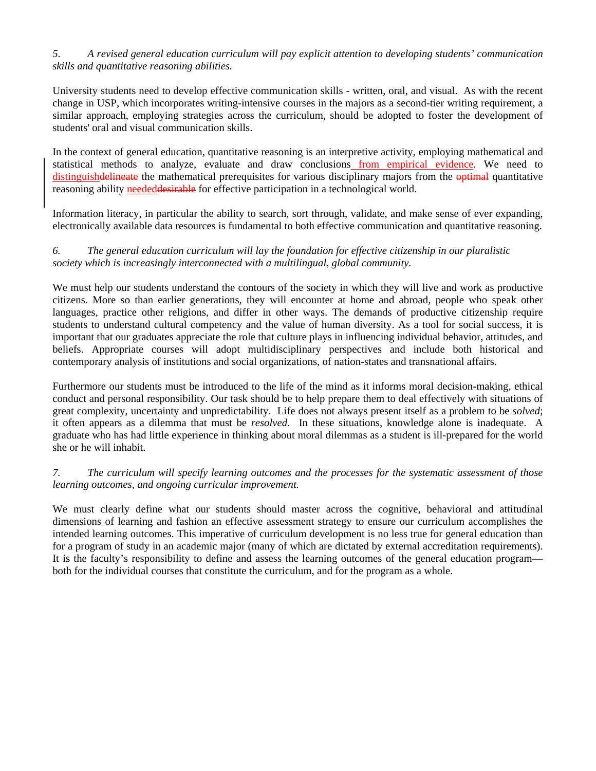*5. A revised general education curriculum will pay explicit attention to developing students' communication skills and quantitative reasoning abilities.*

University students need to develop effective communication skills - written, oral, and visual. As with the recent change in USP, which incorporates writing-intensive courses in the majors as a second-tier writing requirement, a similar approach, employing strategies across the curriculum, should be adopted to foster the development of students' oral and visual communication skills.

In the context of general education, quantitative reasoning is an interpretive activity, employing mathematical and statistical methods to analyze, evaluate and draw conclusions from empirical evidence. We need to distinguish~~delineate~~ the mathematical prerequisites for various disciplinary majors from the ~~optimal~~ quantitative reasoning ability needed~~desirable~~ for effective participation in a technological world.

Information literacy, in particular the ability to search, sort through, validate, and make sense of ever expanding, electronically available data resources is fundamental to both effective communication and quantitative reasoning.

*6. The general education curriculum will lay the foundation for effective citizenship in our pluralistic society which is increasingly interconnected with a multilingual, global community.*

We must help our students understand the contours of the society in which they will live and work as productive citizens. More so than earlier generations, they will encounter at home and abroad, people who speak other languages, practice other religions, and differ in other ways. The demands of productive citizenship require students to understand cultural competency and the value of human diversity. As a tool for social success, it is important that our graduates appreciate the role that culture plays in influencing individual behavior, attitudes, and beliefs. Appropriate courses will adopt multidisciplinary perspectives and include both historical and contemporary analysis of institutions and social organizations, of nation-states and transnational affairs.

Furthermore our students must be introduced to the life of the mind as it informs moral decision-making, ethical conduct and personal responsibility. Our task should be to help prepare them to deal effectively with situations of great complexity, uncertainty and unpredictability. Life does not always present itself as a problem to be *solved*; it often appears as a dilemma that must be *resolved*. In these situations, knowledge alone is inadequate. A graduate who has had little experience in thinking about moral dilemmas as a student is ill-prepared for the world she or he will inhabit.

*7. The curriculum will specify learning outcomes and the processes for the systematic assessment of those learning outcomes, and ongoing curricular improvement.*

We must clearly define what our students should master across the cognitive, behavioral and attitudinal dimensions of learning and fashion an effective assessment strategy to ensure our curriculum accomplishes the intended learning outcomes. This imperative of curriculum development is no less true for general education than for a program of study in an academic major (many of which are dictated by external accreditation requirements). It is the faculty's responsibility to define and assess the learning outcomes of the general education program—both for the individual courses that constitute the curriculum, and for the program as a whole.